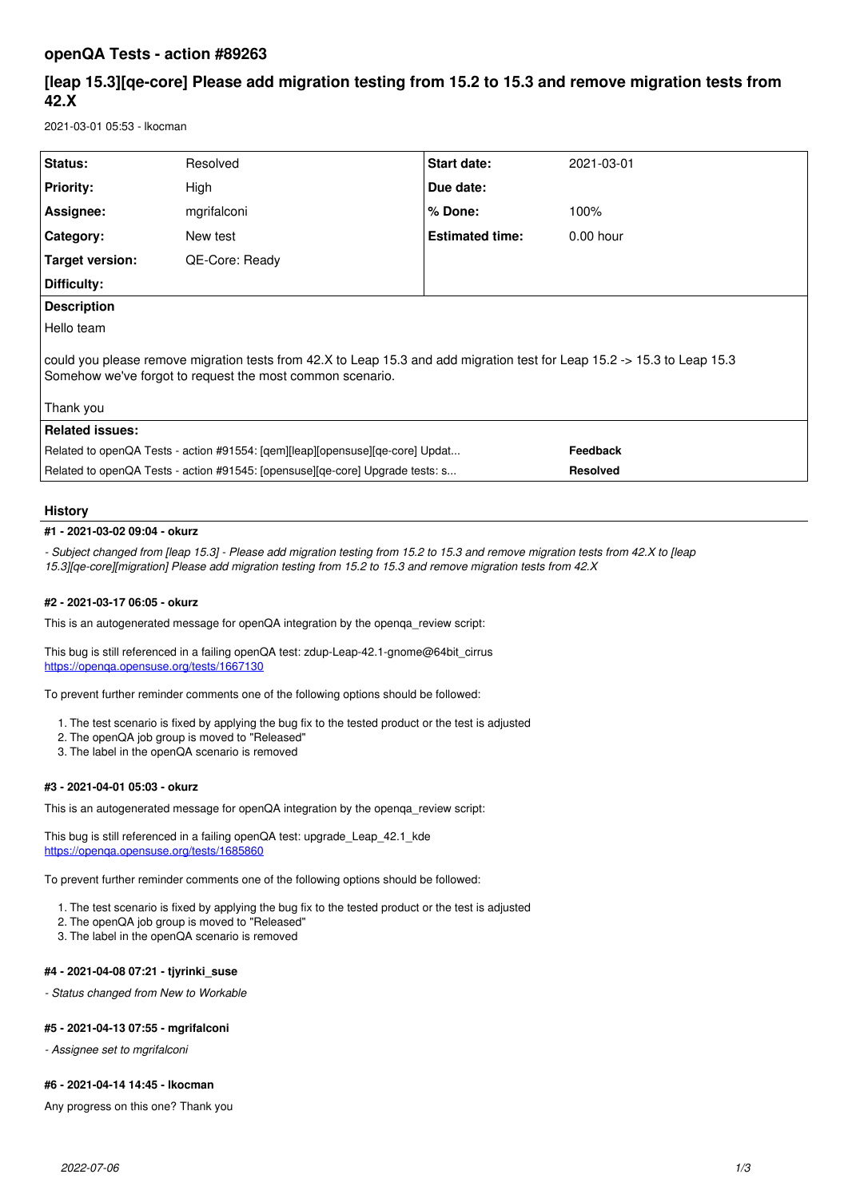# openQA Tests - action #89263

## [leap 15.3][qe-core] Please add migration testing from 15.2 to 15.3 and remove migration tests from 42.X

2021-03-01 05:53 - lkocman

| Status: | Resolved | Start date: | 2021-03-01 |
|---|---|---|---|
| Priority: | High | Due date: | |
| Assignee: | mgrifalconi | % Done: | 100% |
| Category: | New test | Estimated time: | 0.00 hour |
| Target version: | QE-Core: Ready | | |
| Difficulty: | | | |

**Description**

Hello team

could you please remove migration tests from 42.X to Leap 15.3 and add migration test for Leap 15.2 -> 15.3 to Leap 15.3
Somehow we've forgot to request the most common scenario.

Thank you

**Related issues:**

| | |
|---|---|
| Related to openQA Tests - action #91554: [qem][leap][opensuse][qe-core] Updat... | **Feedback** |
| Related to openQA Tests - action #91545: [opensuse][qe-core] Upgrade tests: s... | **Resolved** |

### History

#### #1 - 2021-03-02 09:04 - okurz

*- Subject changed from [leap 15.3] - Please add migration testing from 15.2 to 15.3 and remove migration tests from 42.X to [leap 15.3][qe-core][migration] Please add migration testing from 15.2 to 15.3 and remove migration tests from 42.X*

#### #2 - 2021-03-17 06:05 - okurz

This is an autogenerated message for openQA integration by the openqa_review script:

This bug is still referenced in a failing openQA test: zdup-Leap-42.1-gnome@64bit_cirrus
https://openqa.opensuse.org/tests/1667130

To prevent further reminder comments one of the following options should be followed:

1. The test scenario is fixed by applying the bug fix to the tested product or the test is adjusted
2. The openQA job group is moved to "Released"
3. The label in the openQA scenario is removed

#### #3 - 2021-04-01 05:03 - okurz

This is an autogenerated message for openQA integration by the openqa_review script:

This bug is still referenced in a failing openQA test: upgrade_Leap_42.1_kde
https://openqa.opensuse.org/tests/1685860

To prevent further reminder comments one of the following options should be followed:

1. The test scenario is fixed by applying the bug fix to the tested product or the test is adjusted
2. The openQA job group is moved to "Released"
3. The label in the openQA scenario is removed

#### #4 - 2021-04-08 07:21 - tjyrinki_suse

*- Status changed from New to Workable*

#### #5 - 2021-04-13 07:55 - mgrifalconi

*- Assignee set to mgrifalconi*

#### #6 - 2021-04-14 14:45 - lkocman

Any progress on this one? Thank you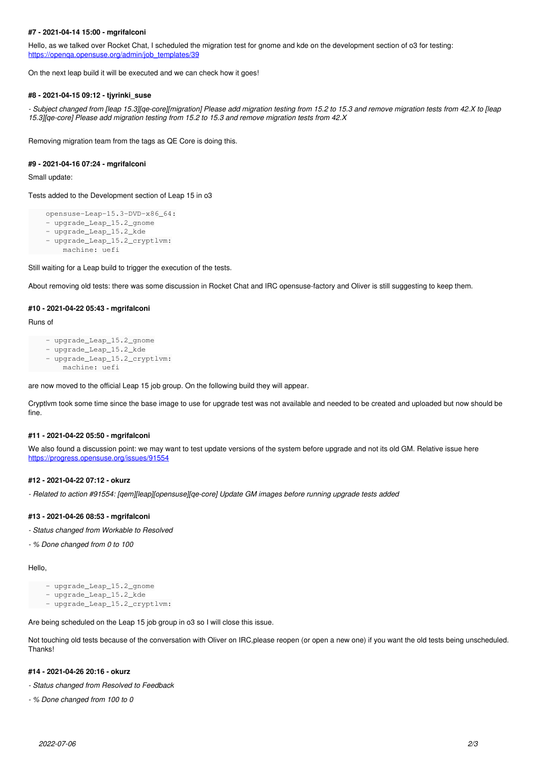#### #7 - 2021-04-14 15:00 - mgrifalconi

Hello, as we talked over Rocket Chat, I scheduled the migration test for gnome and kde on the development section of o3 for testing: https://openqa.opensuse.org/admin/job_templates/39

On the next leap build it will be executed and we can check how it goes!

#### #8 - 2021-04-15 09:12 - tjyrinki_suse

*- Subject changed from [leap 15.3][qe-core][migration] Please add migration testing from 15.2 to 15.3 and remove migration tests from 42.X to [leap 15.3][qe-core] Please add migration testing from 15.2 to 15.3 and remove migration tests from 42.X*

Removing migration team from the tags as QE Core is doing this.

#### #9 - 2021-04-16 07:24 - mgrifalconi

Small update:

Tests added to the Development section of Leap 15 in o3

```
opensuse-Leap-15.3-DVD-x86_64:
- upgrade_Leap_15.2_gnome
- upgrade_Leap_15.2_kde
- upgrade_Leap_15.2_cryptlvm:
    machine: uefi
```

Still waiting for a Leap build to trigger the execution of the tests.

About removing old tests: there was some discussion in Rocket Chat and IRC opensuse-factory and Oliver is still suggesting to keep them.

#### #10 - 2021-04-22 05:43 - mgrifalconi

Runs of

```
- upgrade_Leap_15.2_gnome
- upgrade_Leap_15.2_kde
- upgrade_Leap_15.2_cryptlvm:
    machine: uefi
```

are now moved to the official Leap 15 job group. On the following build they will appear.

Cryptlvm took some time since the base image to use for upgrade test was not available and needed to be created and uploaded but now should be fine.

#### #11 - 2021-04-22 05:50 - mgrifalconi

We also found a discussion point: we may want to test update versions of the system before upgrade and not its old GM. Relative issue here https://progress.opensuse.org/issues/91554

#### #12 - 2021-04-22 07:12 - okurz

*- Related to action #91554: [qem][leap][opensuse][qe-core] Update GM images before running upgrade tests added*

#### #13 - 2021-04-26 08:53 - mgrifalconi

*- Status changed from Workable to Resolved*

*- % Done changed from 0 to 100*

Hello,

```
- upgrade_Leap_15.2_gnome
- upgrade_Leap_15.2_kde
- upgrade_Leap_15.2_cryptlvm:
```

Are being scheduled on the Leap 15 job group in o3 so I will close this issue.

Not touching old tests because of the conversation with Oliver on IRC,please reopen (or open a new one) if you want the old tests being unscheduled. Thanks!

#### #14 - 2021-04-26 20:16 - okurz

*- Status changed from Resolved to Feedback*

*- % Done changed from 100 to 0*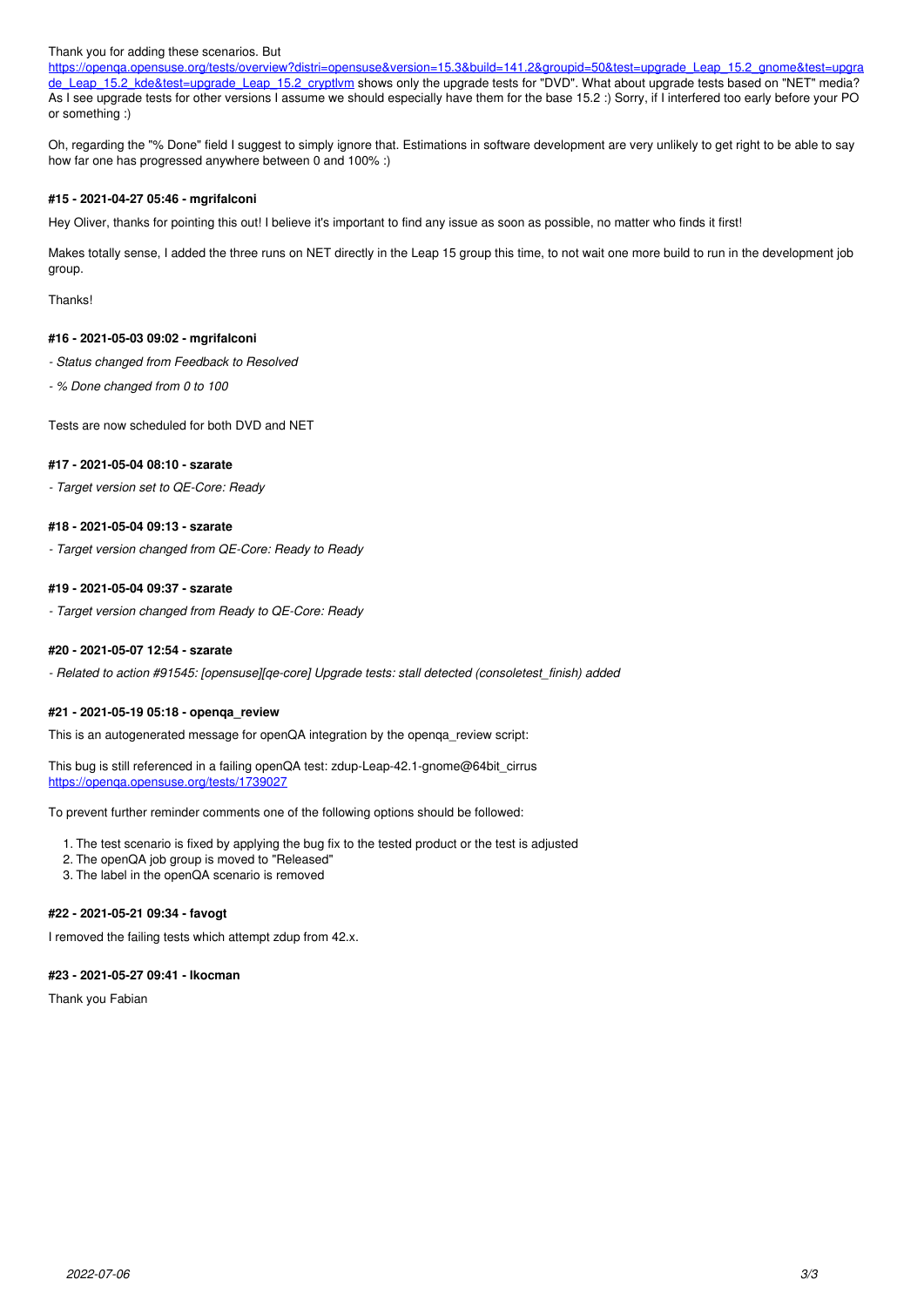Thank you for adding these scenarios. But https://openqa.opensuse.org/tests/overview?distri=opensuse&version=15.3&build=141.2&groupid=50&test=upgrade_Leap_15.2_gnome&test=upgrade_Leap_15.2_kde&test=upgrade_Leap_15.2_cryptlvm shows only the upgrade tests for "DVD". What about upgrade tests based on "NET" media? As I see upgrade tests for other versions I assume we should especially have them for the base 15.2 :) Sorry, if I interfered too early before your PO or something :)

Oh, regarding the "% Done" field I suggest to simply ignore that. Estimations in software development are very unlikely to get right to be able to say how far one has progressed anywhere between 0 and 100% :)

#### #15 - 2021-04-27 05:46 - mgrifalconi

Hey Oliver, thanks for pointing this out! I believe it's important to find any issue as soon as possible, no matter who finds it first!

Makes totally sense, I added the three runs on NET directly in the Leap 15 group this time, to not wait one more build to run in the development job group.

Thanks!

#### #16 - 2021-05-03 09:02 - mgrifalconi

- *Status changed from Feedback to Resolved*
- *% Done changed from 0 to 100*

Tests are now scheduled for both DVD and NET

#### #17 - 2021-05-04 08:10 - szarate

- *Target version set to QE-Core: Ready*

#### #18 - 2021-05-04 09:13 - szarate

- *Target version changed from QE-Core: Ready to Ready*

#### #19 - 2021-05-04 09:37 - szarate

- *Target version changed from Ready to QE-Core: Ready*

#### #20 - 2021-05-07 12:54 - szarate

- *Related to action #91545: [opensuse][qe-core] Upgrade tests: stall detected (consoletest_finish) added*

#### #21 - 2021-05-19 05:18 - openqa_review

This is an autogenerated message for openQA integration by the openqa_review script:

This bug is still referenced in a failing openQA test: zdup-Leap-42.1-gnome@64bit_cirrus
https://openqa.opensuse.org/tests/1739027

To prevent further reminder comments one of the following options should be followed:

1. The test scenario is fixed by applying the bug fix to the tested product or the test is adjusted
2. The openQA job group is moved to "Released"
3. The label in the openQA scenario is removed

#### #22 - 2021-05-21 09:34 - favogt

I removed the failing tests which attempt zdup from 42.x.

#### #23 - 2021-05-27 09:41 - lkocman

Thank you Fabian